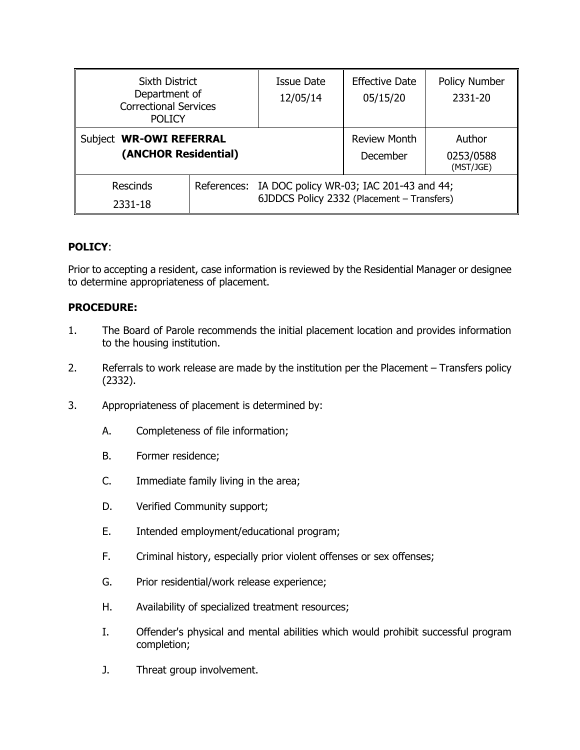| Sixth District Department of Correctional Services POLICY | | Issue Date 12/05/14 | Effective Date 05/15/20 | Policy Number 2331-20 |
|---|---|---|---|---|
| Subject **WR-OWI REFERRAL (ANCHOR Residential)** | | | Review Month December | Author 0253/0588 (MST/JGE) |
| Rescinds 2331-18 | References: IA DOC policy WR-03; IAC 201-43 and 44; 6JDDCS Policy 2332 (Placement – Transfers) | | | |

**POLICY**:

Prior to accepting a resident, case information is reviewed by the Residential Manager or designee to determine appropriateness of placement.

**PROCEDURE:**

1. The Board of Parole recommends the initial placement location and provides information to the housing institution.

2. Referrals to work release are made by the institution per the Placement – Transfers policy (2332).

3. Appropriateness of placement is determined by:

   A. Completeness of file information;

   B. Former residence;

   C. Immediate family living in the area;

   D. Verified Community support;

   E. Intended employment/educational program;

   F. Criminal history, especially prior violent offenses or sex offenses;

   G. Prior residential/work release experience;

   H. Availability of specialized treatment resources;

   I. Offender's physical and mental abilities which would prohibit successful program completion;

   J. Threat group involvement.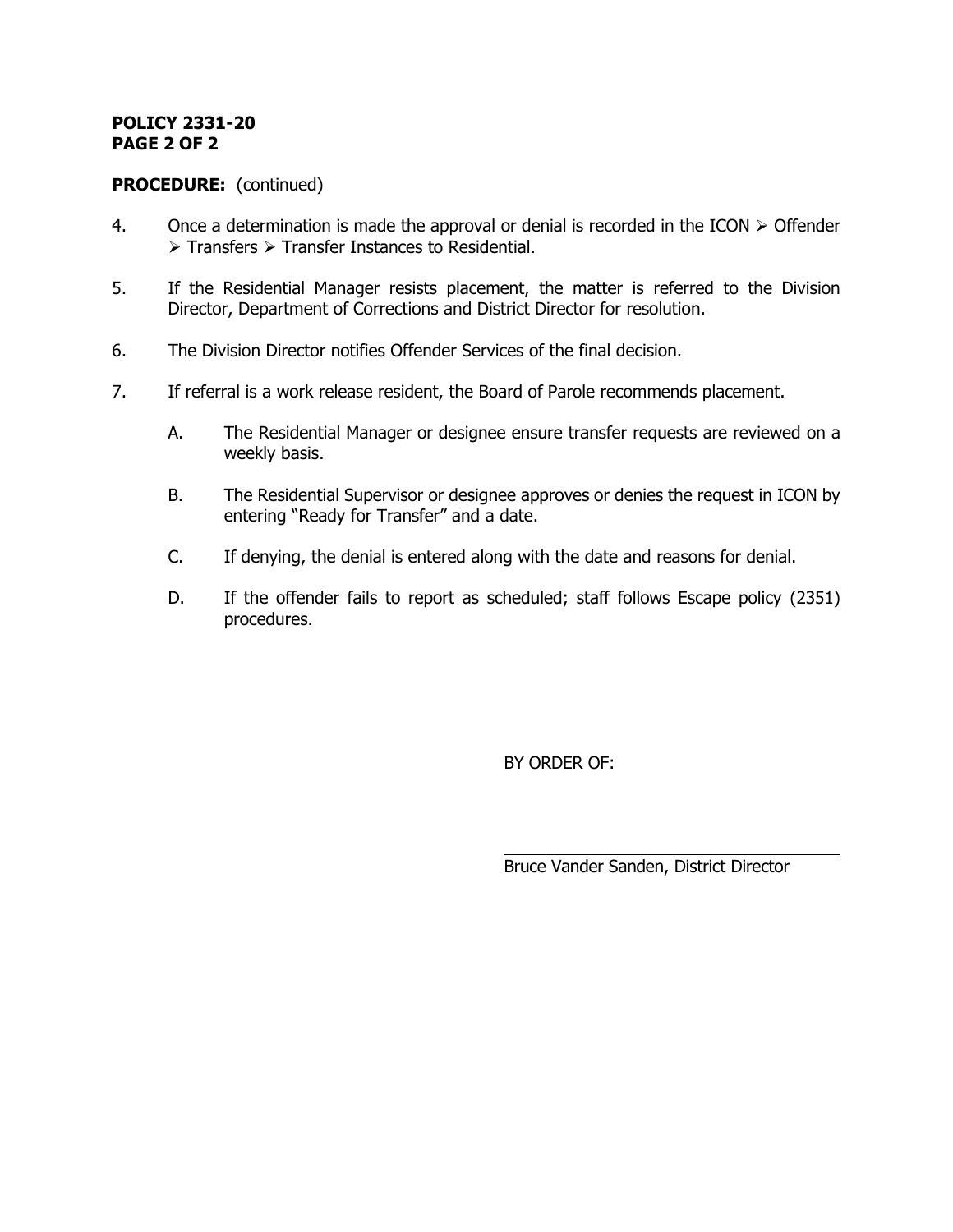**POLICY 2331-20**

**PROCEDURE:** (continued)

4. Once a determination is made the approval or denial is recorded in the ICON ➢ Offender ➢ Transfers ➢ Transfer Instances to Residential.

5. If the Residential Manager resists placement, the matter is referred to the Division Director, Department of Corrections and District Director for resolution.

6. The Division Director notifies Offender Services of the final decision.

7. If referral is a work release resident, the Board of Parole recommends placement.

   A. The Residential Manager or designee ensure transfer requests are reviewed on a weekly basis.

   B. The Residential Supervisor or designee approves or denies the request in ICON by entering "Ready for Transfer" and a date.

   C. If denying, the denial is entered along with the date and reasons for denial.

   D. If the offender fails to report as scheduled; staff follows Escape policy (2351) procedures.

BY ORDER OF:

Bruce Vander Sanden, District Director